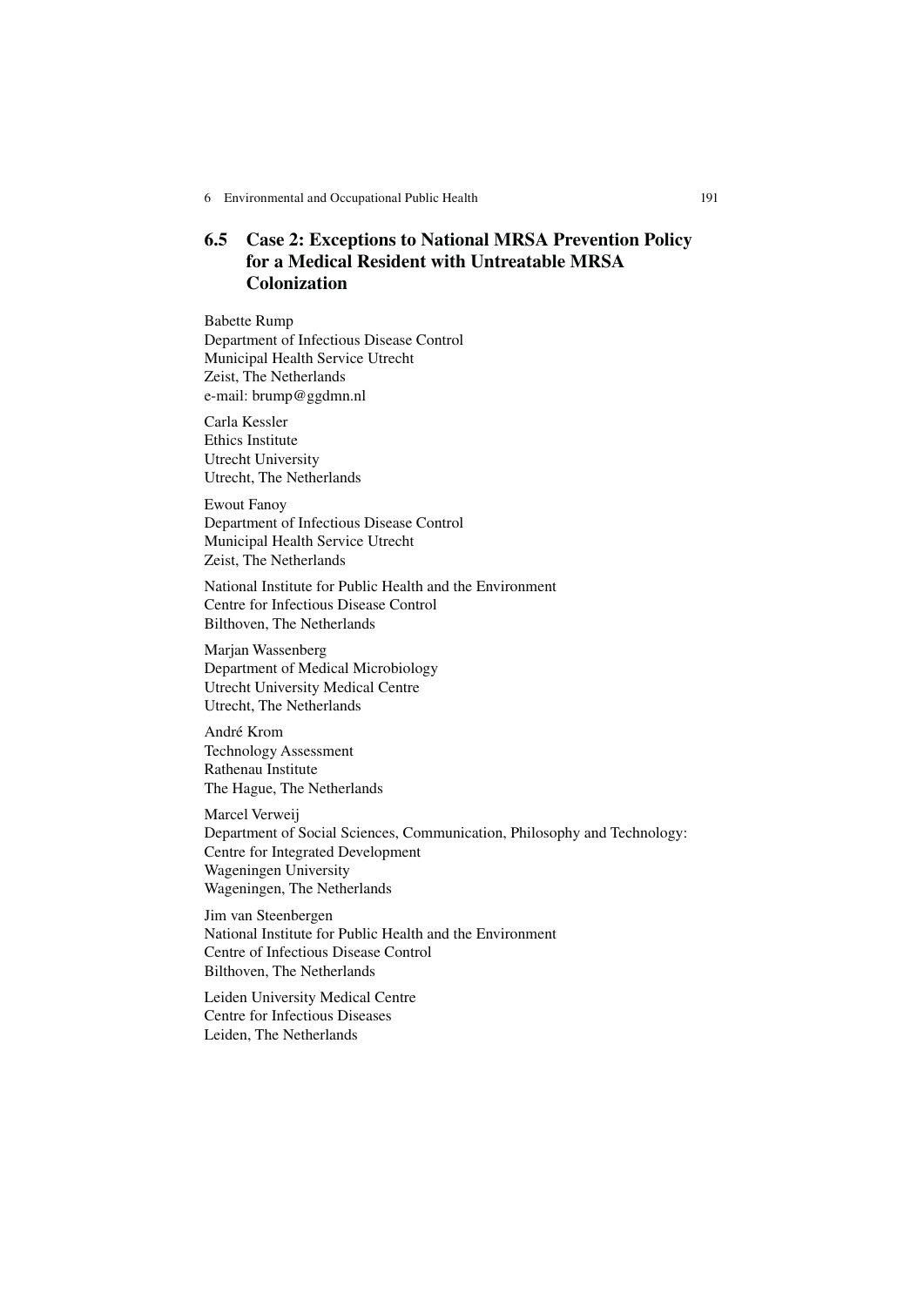## 6.5 Case 2: Exceptions to National MRSA Prevention Policy for a Medical Resident with Untreatable MRSA Colonization

Babette Rump
Department of Infectious Disease Control
Municipal Health Service Utrecht
Zeist, The Netherlands
e-mail: brump@ggdmn.nl

Carla Kessler
Ethics Institute
Utrecht University
Utrecht, The Netherlands

Ewout Fanoy
Department of Infectious Disease Control
Municipal Health Service Utrecht
Zeist, The Netherlands

National Institute for Public Health and the Environment
Centre for Infectious Disease Control
Bilthoven, The Netherlands

Marjan Wassenberg
Department of Medical Microbiology
Utrecht University Medical Centre
Utrecht, The Netherlands

André Krom
Technology Assessment
Rathenau Institute
The Hague, The Netherlands

Marcel Verweij
Department of Social Sciences, Communication, Philosophy and Technology:
Centre for Integrated Development
Wageningen University
Wageningen, The Netherlands

Jim van Steenbergen
National Institute for Public Health and the Environment
Centre of Infectious Disease Control
Bilthoven, The Netherlands

Leiden University Medical Centre
Centre for Infectious Diseases
Leiden, The Netherlands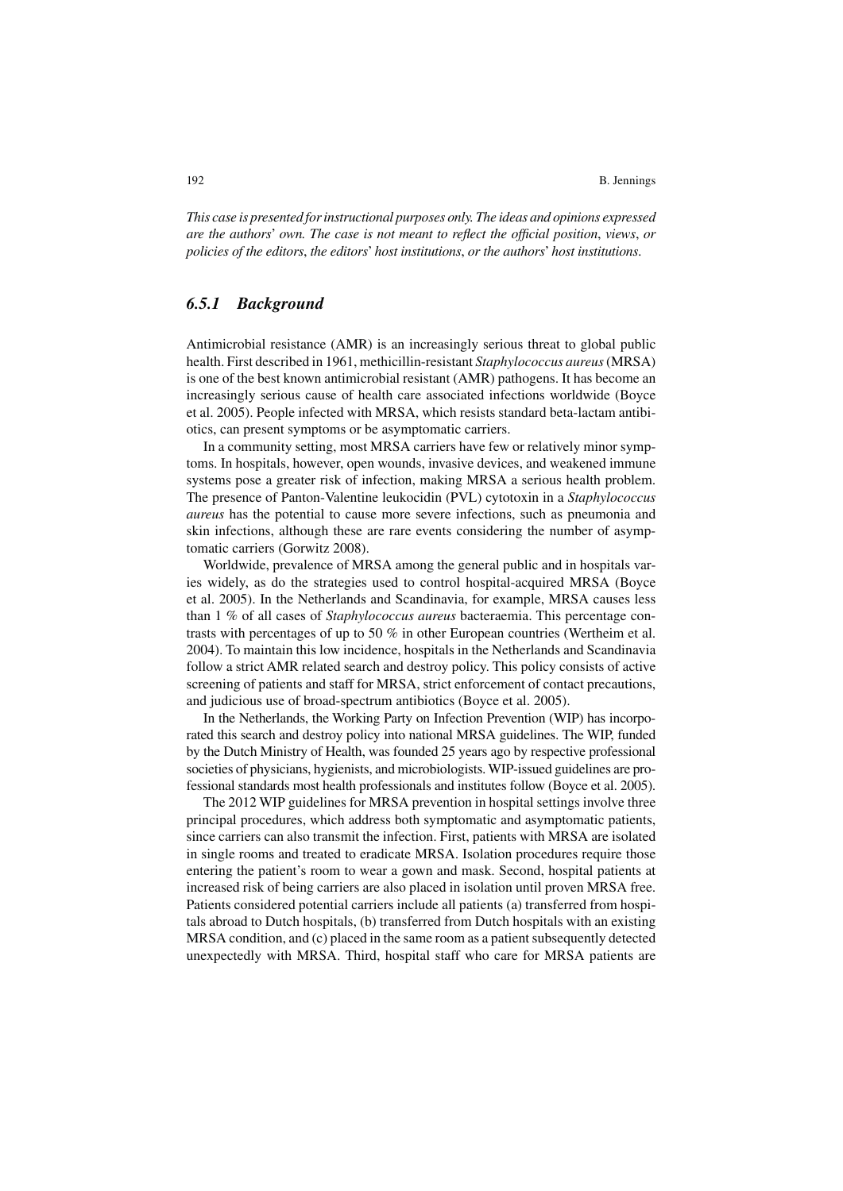*This case is presented for instructional purposes only. The ideas and opinions expressed are the authors' own. The case is not meant to reflect the official position, views, or policies of the editors, the editors' host institutions, or the authors' host institutions.*

### *6.5.1 Background*

Antimicrobial resistance (AMR) is an increasingly serious threat to global public health. First described in 1961, methicillin-resistant *Staphylococcus aureus* (MRSA) is one of the best known antimicrobial resistant (AMR) pathogens. It has become an increasingly serious cause of health care associated infections worldwide (Boyce et al. 2005). People infected with MRSA, which resists standard beta-lactam antibiotics, can present symptoms or be asymptomatic carriers.

In a community setting, most MRSA carriers have few or relatively minor symptoms. In hospitals, however, open wounds, invasive devices, and weakened immune systems pose a greater risk of infection, making MRSA a serious health problem. The presence of Panton-Valentine leukocidin (PVL) cytotoxin in a *Staphylococcus aureus* has the potential to cause more severe infections, such as pneumonia and skin infections, although these are rare events considering the number of asymptomatic carriers (Gorwitz 2008).

Worldwide, prevalence of MRSA among the general public and in hospitals varies widely, as do the strategies used to control hospital-acquired MRSA (Boyce et al. 2005). In the Netherlands and Scandinavia, for example, MRSA causes less than 1 % of all cases of *Staphylococcus aureus* bacteraemia. This percentage contrasts with percentages of up to 50 % in other European countries (Wertheim et al. 2004). To maintain this low incidence, hospitals in the Netherlands and Scandinavia follow a strict AMR related search and destroy policy. This policy consists of active screening of patients and staff for MRSA, strict enforcement of contact precautions, and judicious use of broad-spectrum antibiotics (Boyce et al. 2005).

In the Netherlands, the Working Party on Infection Prevention (WIP) has incorporated this search and destroy policy into national MRSA guidelines. The WIP, funded by the Dutch Ministry of Health, was founded 25 years ago by respective professional societies of physicians, hygienists, and microbiologists. WIP-issued guidelines are professional standards most health professionals and institutes follow (Boyce et al. 2005).

The 2012 WIP guidelines for MRSA prevention in hospital settings involve three principal procedures, which address both symptomatic and asymptomatic patients, since carriers can also transmit the infection. First, patients with MRSA are isolated in single rooms and treated to eradicate MRSA. Isolation procedures require those entering the patient's room to wear a gown and mask. Second, hospital patients at increased risk of being carriers are also placed in isolation until proven MRSA free. Patients considered potential carriers include all patients (a) transferred from hospitals abroad to Dutch hospitals, (b) transferred from Dutch hospitals with an existing MRSA condition, and (c) placed in the same room as a patient subsequently detected unexpectedly with MRSA. Third, hospital staff who care for MRSA patients are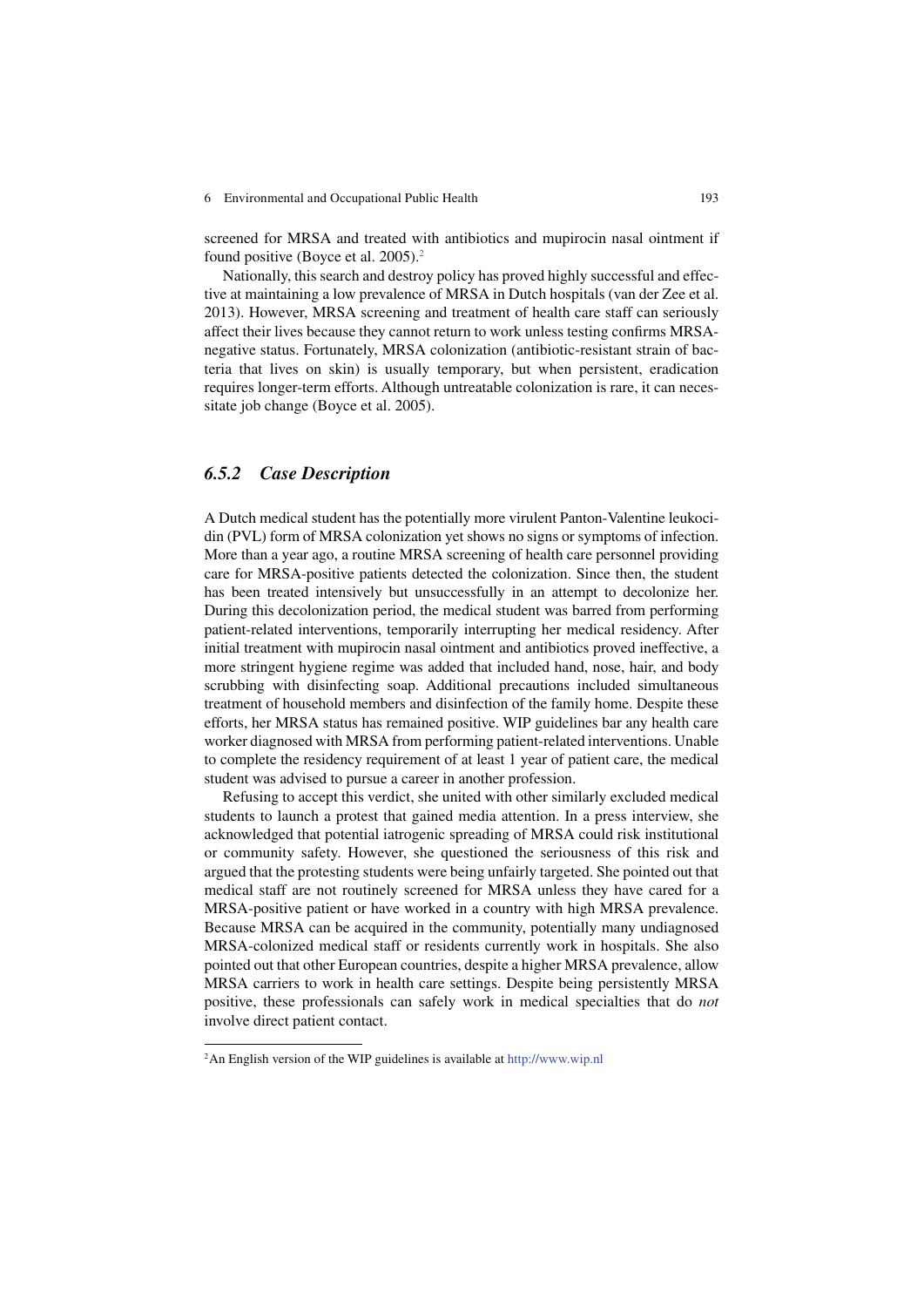screened for MRSA and treated with antibiotics and mupirocin nasal ointment if found positive (Boyce et al. 2005).[2]

Nationally, this search and destroy policy has proved highly successful and effective at maintaining a low prevalence of MRSA in Dutch hospitals (van der Zee et al. 2013). However, MRSA screening and treatment of health care staff can seriously affect their lives because they cannot return to work unless testing confirms MRSA-negative status. Fortunately, MRSA colonization (antibiotic-resistant strain of bacteria that lives on skin) is usually temporary, but when persistent, eradication requires longer-term efforts. Although untreatable colonization is rare, it can necessitate job change (Boyce et al. 2005).

### *6.5.2 Case Description*

A Dutch medical student has the potentially more virulent Panton-Valentine leukocidin (PVL) form of MRSA colonization yet shows no signs or symptoms of infection. More than a year ago, a routine MRSA screening of health care personnel providing care for MRSA-positive patients detected the colonization. Since then, the student has been treated intensively but unsuccessfully in an attempt to decolonize her. During this decolonization period, the medical student was barred from performing patient-related interventions, temporarily interrupting her medical residency. After initial treatment with mupirocin nasal ointment and antibiotics proved ineffective, a more stringent hygiene regime was added that included hand, nose, hair, and body scrubbing with disinfecting soap. Additional precautions included simultaneous treatment of household members and disinfection of the family home. Despite these efforts, her MRSA status has remained positive. WIP guidelines bar any health care worker diagnosed with MRSA from performing patient-related interventions. Unable to complete the residency requirement of at least 1 year of patient care, the medical student was advised to pursue a career in another profession.

Refusing to accept this verdict, she united with other similarly excluded medical students to launch a protest that gained media attention. In a press interview, she acknowledged that potential iatrogenic spreading of MRSA could risk institutional or community safety. However, she questioned the seriousness of this risk and argued that the protesting students were being unfairly targeted. She pointed out that medical staff are not routinely screened for MRSA unless they have cared for a MRSA-positive patient or have worked in a country with high MRSA prevalence. Because MRSA can be acquired in the community, potentially many undiagnosed MRSA-colonized medical staff or residents currently work in hospitals. She also pointed out that other European countries, despite a higher MRSA prevalence, allow MRSA carriers to work in health care settings. Despite being persistently MRSA positive, these professionals can safely work in medical specialties that do *not* involve direct patient contact.

---

[2] An English version of the WIP guidelines is available at http://www.wip.nl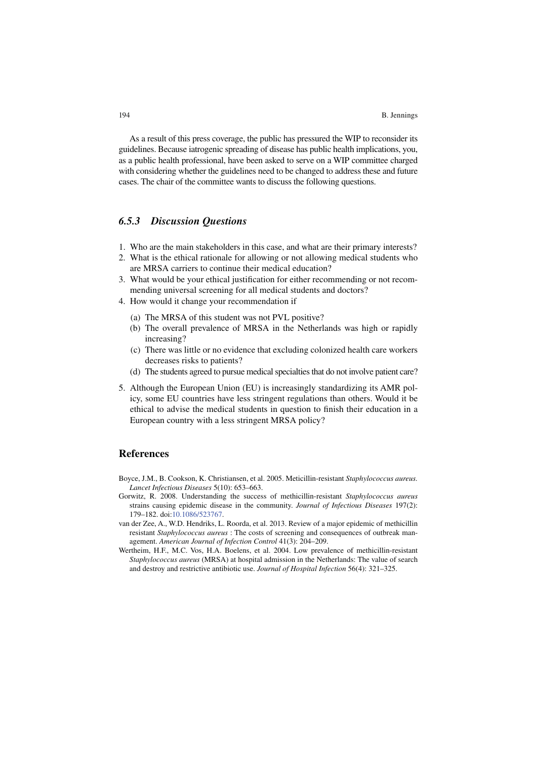As a result of this press coverage, the public has pressured the WIP to reconsider its guidelines. Because iatrogenic spreading of disease has public health implications, you, as a public health professional, have been asked to serve on a WIP committee charged with considering whether the guidelines need to be changed to address these and future cases. The chair of the committee wants to discuss the following questions.

### *6.5.3 Discussion Questions*

1. Who are the main stakeholders in this case, and what are their primary interests?
2. What is the ethical rationale for allowing or not allowing medical students who are MRSA carriers to continue their medical education?
3. What would be your ethical justification for either recommending or not recommending universal screening for all medical students and doctors?
4. How would it change your recommendation if
   (a) The MRSA of this student was not PVL positive?
   (b) The overall prevalence of MRSA in the Netherlands was high or rapidly increasing?
   (c) There was little or no evidence that excluding colonized health care workers decreases risks to patients?
   (d) The students agreed to pursue medical specialties that do not involve patient care?
5. Although the European Union (EU) is increasingly standardizing its AMR policy, some EU countries have less stringent regulations than others. Would it be ethical to advise the medical students in question to finish their education in a European country with a less stringent MRSA policy?

## References

Boyce, J.M., B. Cookson, K. Christiansen, et al. 2005. Meticillin-resistant *Staphylococcus aureus*. *Lancet Infectious Diseases* 5(10): 653–663.

Gorwitz, R. 2008. Understanding the success of methicillin-resistant *Staphylococcus aureus* strains causing epidemic disease in the community. *Journal of Infectious Diseases* 197(2): 179–182. doi:10.1086/523767.

van der Zee, A., W.D. Hendriks, L. Roorda, et al. 2013. Review of a major epidemic of methicillin resistant *Staphylococcus aureus* : The costs of screening and consequences of outbreak management. *American Journal of Infection Control* 41(3): 204–209.

Wertheim, H.F., M.C. Vos, H.A. Boelens, et al. 2004. Low prevalence of methicillin-resistant *Staphylococcus aureus* (MRSA) at hospital admission in the Netherlands: The value of search and destroy and restrictive antibiotic use. *Journal of Hospital Infection* 56(4): 321–325.